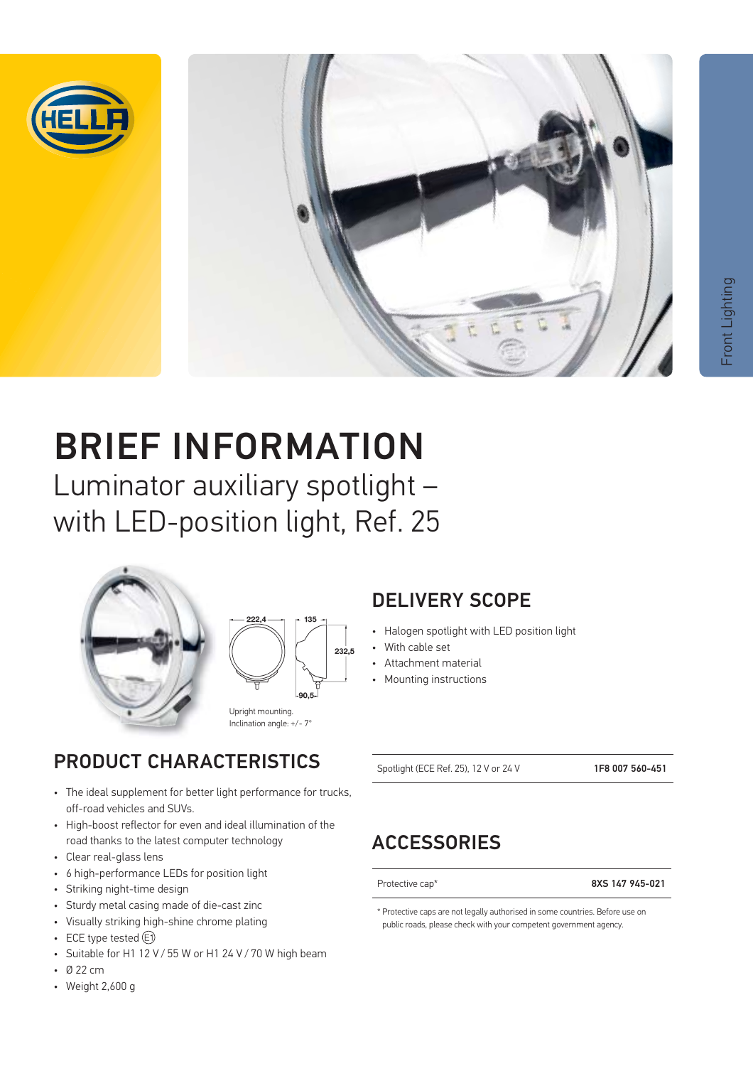Front Lighting

# BRIEF INFORMATION

## Luminator auxiliary spotlight – with LED-position light, Ref. 25

222,4 | 135 | 232,5 | 90,5

Upright mounting.
Inclination angle: +/- 7°

## DELIVERY SCOPE

- Halogen spotlight with LED position light
- With cable set
- Attachment material
- Mounting instructions

| Spotlight (ECE Ref. 25), 12 V or 24 V | **1F8 007 560-451** |
|---|---|

## PRODUCT CHARACTERISTICS

- The ideal supplement for better light performance for trucks, off-road vehicles and SUVs.
- High-boost reflector for even and ideal illumination of the road thanks to the latest computer technology
- Clear real-glass lens
- 6 high-performance LEDs for position light
- Striking night-time design
- Sturdy metal casing made of die-cast zinc
- Visually striking high-shine chrome plating
- ECE type tested (E1)
- Suitable for H1 12 V / 55 W or H1 24 V / 70 W high beam
- Ø 22 cm
- Weight 2,600 g

## ACCESSORIES

| Protective cap* | **8XS 147 945-021** |
|---|---|

* Protective caps are not legally authorised in some countries. Before use on public roads, please check with your competent government agency.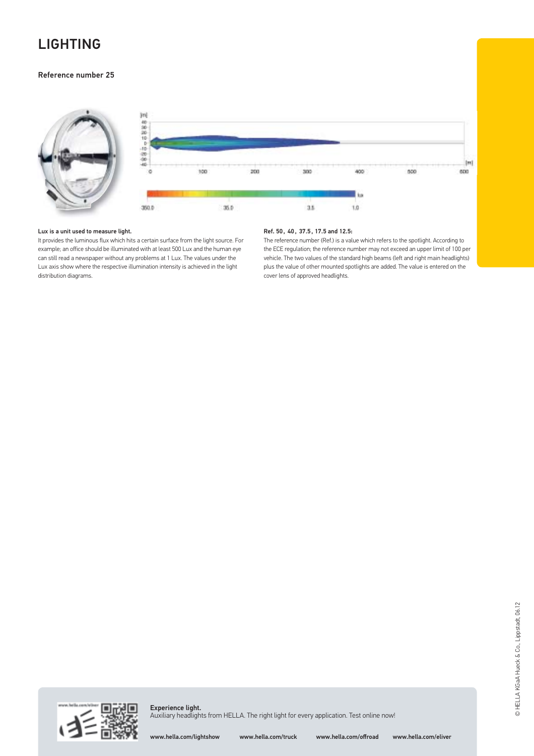# LIGHTING

## Reference number 25

[m]
40
30
20
10
0
-10
-20
-30
-40
0
100
200
300
400
500
600
[m]

lux
350.0
35.0
3.5
1.0

**Lux is a unit used to measure light.**

It provides the luminous flux which hits a certain surface from the light source. For example; an office should be illuminated with at least 500 Lux and the human eye can still read a newspaper without any problems at 1 Lux. The values under the Lux axis show where the respective illumination intensity is achieved in the light distribution diagrams.

**Ref. 50, 40, 37.5, 17.5 and 12.5:**

The reference number (Ref.) is a value which refers to the spotlight. According to the ECE regulation; the reference number may not exceed an upper limit of 100 per vehicle. The two values of the standard high beams (left and right main headlights) plus the value of other mounted spotlights are added. The value is entered on the cover lens of approved headlights.

**Experience light.**
Auxiliary headlights from HELLA. The right light for every application. Test online now!

www.hella.com/lightshow www.hella.com/truck www.hella.com/offroad www.hella.com/eliver

© HELLA KGaA Hueck & Co., Lippstadt, 06.12